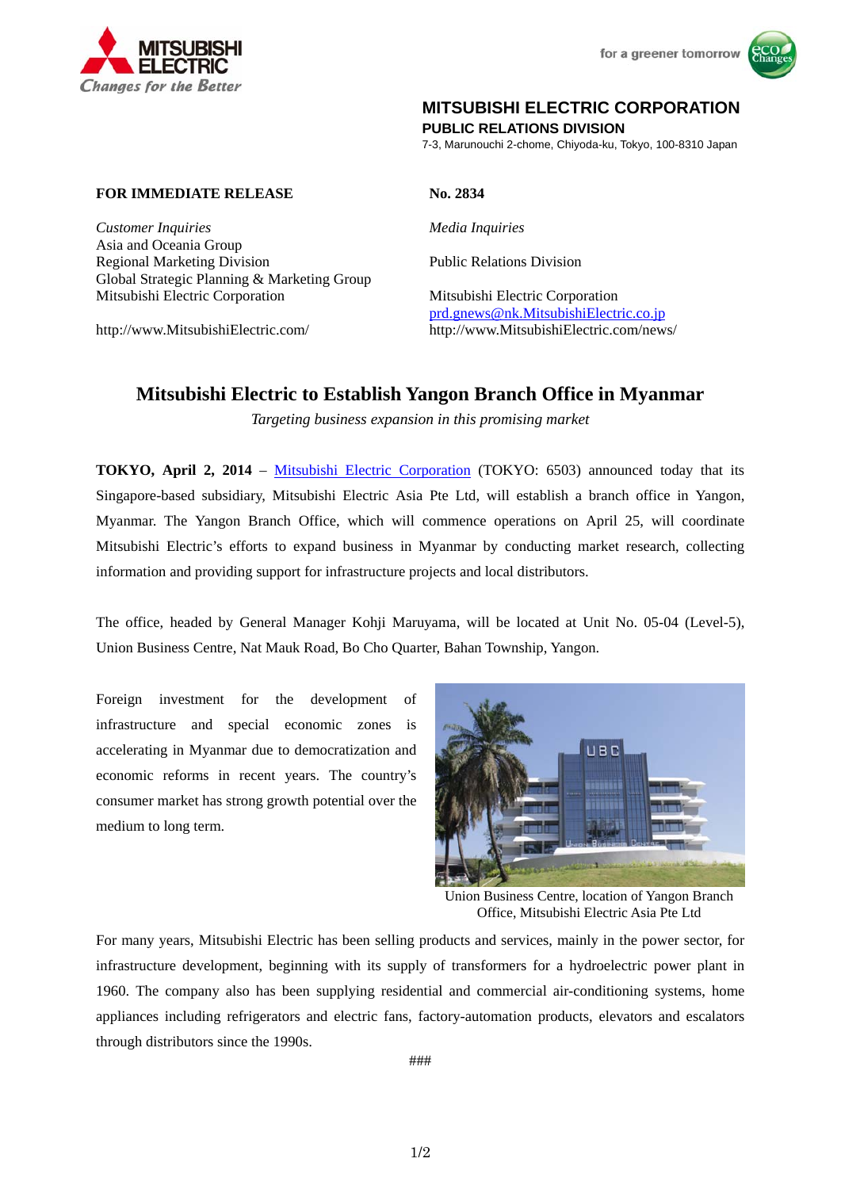MITSUBISHI ELECTRIC
*Changes for the Better*

for a greener tomorrow

**MITSUBISHI ELECTRIC CORPORATION**
**PUBLIC RELATIONS DIVISION**
7-3, Marunouchi 2-chome, Chiyoda-ku, Tokyo, 100-8310 Japan

**FOR IMMEDIATE RELEASE**

**No. 2834**

*Customer Inquiries*
Asia and Oceania Group
Regional Marketing Division
Global Strategic Planning & Marketing Group
Mitsubishi Electric Corporation

http://www.MitsubishiElectric.com/

*Media Inquiries*

Public Relations Division

Mitsubishi Electric Corporation
prd.gnews@nk.MitsubishiElectric.co.jp
http://www.MitsubishiElectric.com/news/

# Mitsubishi Electric to Establish Yangon Branch Office in Myanmar

*Targeting business expansion in this promising market*

**TOKYO, April 2, 2014** – Mitsubishi Electric Corporation (TOKYO: 6503) announced today that its Singapore-based subsidiary, Mitsubishi Electric Asia Pte Ltd, will establish a branch office in Yangon, Myanmar. The Yangon Branch Office, which will commence operations on April 25, will coordinate Mitsubishi Electric's efforts to expand business in Myanmar by conducting market research, collecting information and providing support for infrastructure projects and local distributors.

The office, headed by General Manager Kohji Maruyama, will be located at Unit No. 05-04 (Level-5), Union Business Centre, Nat Mauk Road, Bo Cho Quarter, Bahan Township, Yangon.

Foreign investment for the development of infrastructure and special economic zones is accelerating in Myanmar due to democratization and economic reforms in recent years. The country's consumer market has strong growth potential over the medium to long term.

Union Business Centre, location of Yangon Branch Office, Mitsubishi Electric Asia Pte Ltd

For many years, Mitsubishi Electric has been selling products and services, mainly in the power sector, for infrastructure development, beginning with its supply of transformers for a hydroelectric power plant in 1960. The company also has been supplying residential and commercial air-conditioning systems, home appliances including refrigerators and electric fans, factory-automation products, elevators and escalators through distributors since the 1990s.

###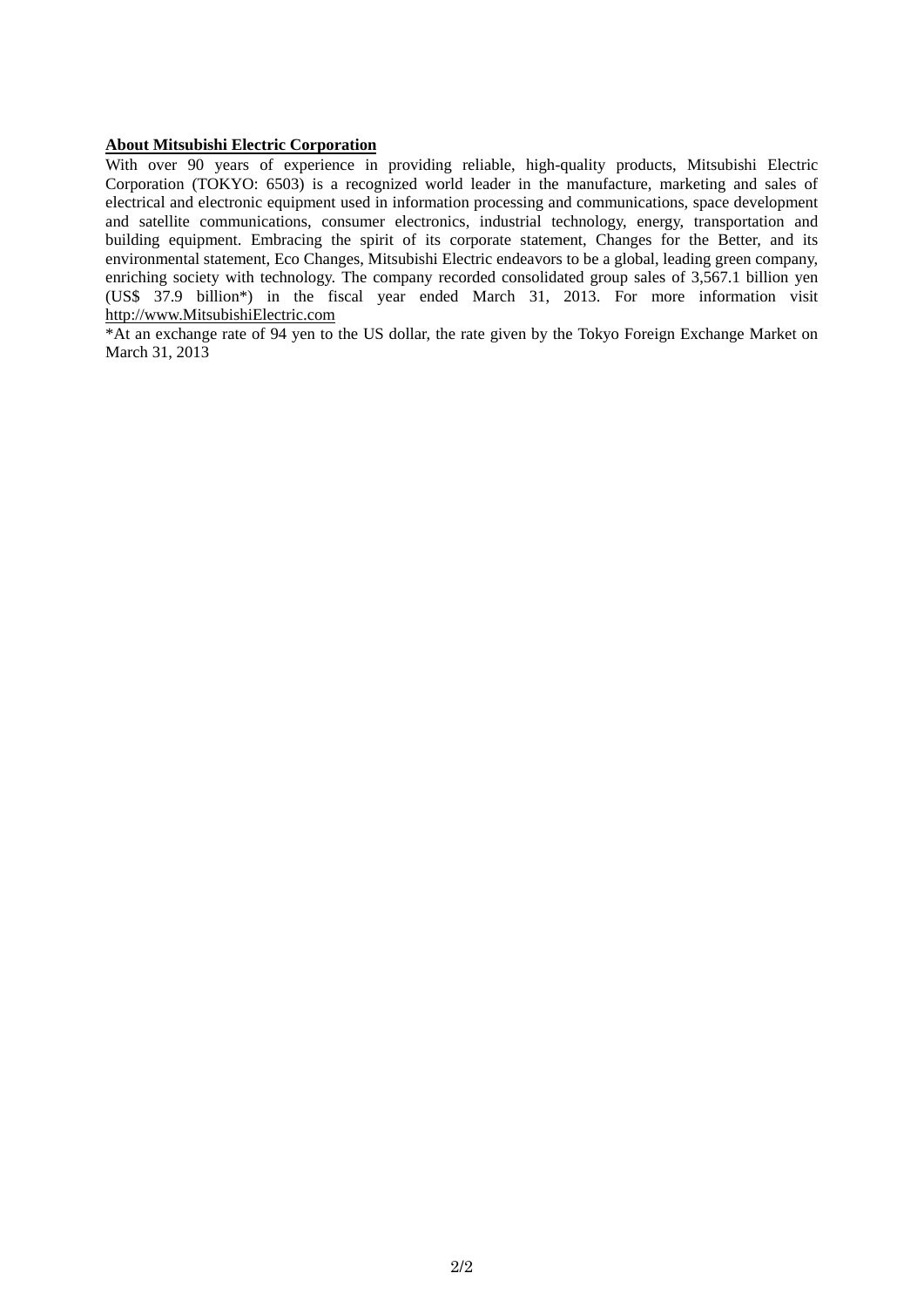**About Mitsubishi Electric Corporation**

With over 90 years of experience in providing reliable, high-quality products, Mitsubishi Electric Corporation (TOKYO: 6503) is a recognized world leader in the manufacture, marketing and sales of electrical and electronic equipment used in information processing and communications, space development and satellite communications, consumer electronics, industrial technology, energy, transportation and building equipment. Embracing the spirit of its corporate statement, Changes for the Better, and its environmental statement, Eco Changes, Mitsubishi Electric endeavors to be a global, leading green company, enriching society with technology. The company recorded consolidated group sales of 3,567.1 billion yen (US$ 37.9 billion*) in the fiscal year ended March 31, 2013. For more information visit http://www.MitsubishiElectric.com

*At an exchange rate of 94 yen to the US dollar, the rate given by the Tokyo Foreign Exchange Market on March 31, 2013